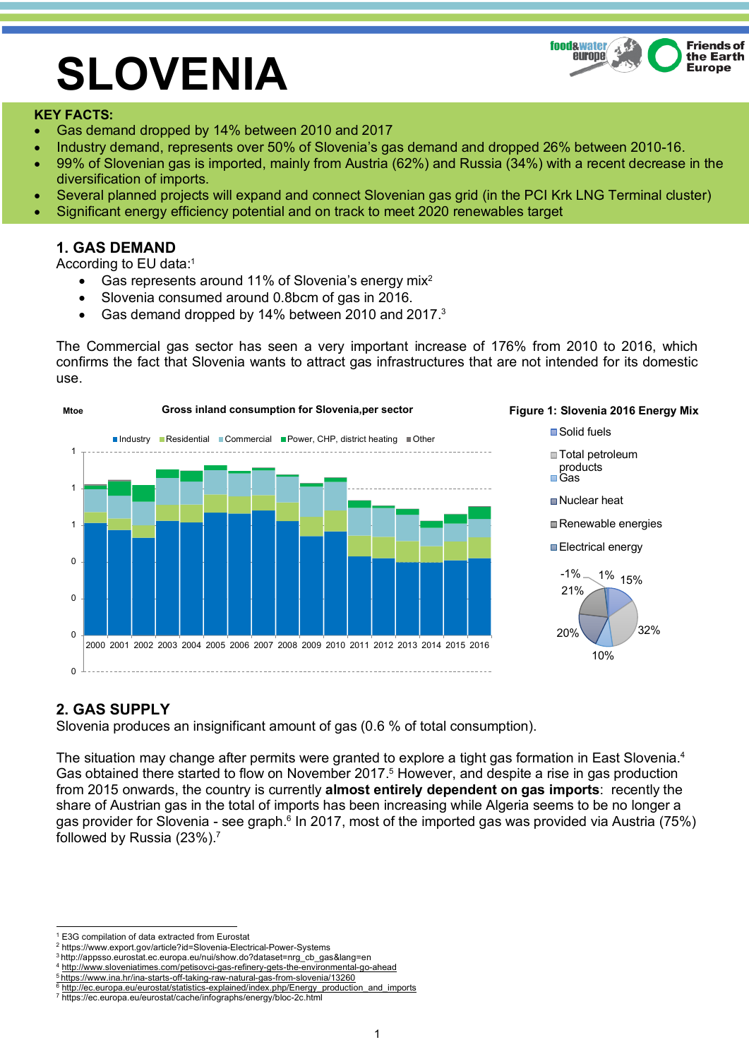# SLOVENIA

**KEY FACTS:**

- Gas demand dropped by 14% between 2010 and 2017
- Industry demand, represents over 50% of Slovenia's gas demand and dropped 26% between 2010-16.
- 99% of Slovenian gas is imported, mainly from Austria (62%) and Russia (34%) with a recent decrease in the diversification of imports.
- Several planned projects will expand and connect Slovenian gas grid (in the PCI Krk LNG Terminal cluster)
- Significant energy efficiency potential and on track to meet 2020 renewables target

## 1. GAS DEMAND

According to EU data:[1]

- Gas represents around 11% of Slovenia's energy mix[2]
- Slovenia consumed around 0.8bcm of gas in 2016.
- Gas demand dropped by 14% between 2010 and 2017.[3]

The Commercial gas sector has seen a very important increase of 176% from 2010 to 2016, which confirms the fact that Slovenia wants to attract gas infrastructures that are not intended for its domestic use.

Gross inland consumption for Slovenia,per sector

Figure 1: Slovenia 2016 Energy Mix

## 2. GAS SUPPLY

Slovenia produces an insignificant amount of gas (0.6 % of total consumption).

The situation may change after permits were granted to explore a tight gas formation in East Slovenia.[4] Gas obtained there started to flow on November 2017.[5] However, and despite a rise in gas production from 2015 onwards, the country is currently **almost entirely dependent on gas imports**: recently the share of Austrian gas in the total of imports has been increasing while Algeria seems to be no longer a gas provider for Slovenia - see graph.[6] In 2017, most of the imported gas was provided via Austria (75%) followed by Russia (23%).[7]

---

[1] E3G compilation of data extracted from Eurostat
[2] https://www.export.gov/article?id=Slovenia-Electrical-Power-Systems
[3] http://appsso.eurostat.ec.europa.eu/nui/show.do?dataset=nrg_cb_gas&lang=en
[4] http://www.sloveniatimes.com/petisovci-gas-refinery-gets-the-environmental-go-ahead
[5] https://www.ina.hr/ina-starts-off-taking-raw-natural-gas-from-slovenia/13260
[6] http://ec.europa.eu/eurostat/statistics-explained/index.php/Energy_production_and_imports
[7] https://ec.europa.eu/eurostat/cache/infographs/energy/bloc-2c.html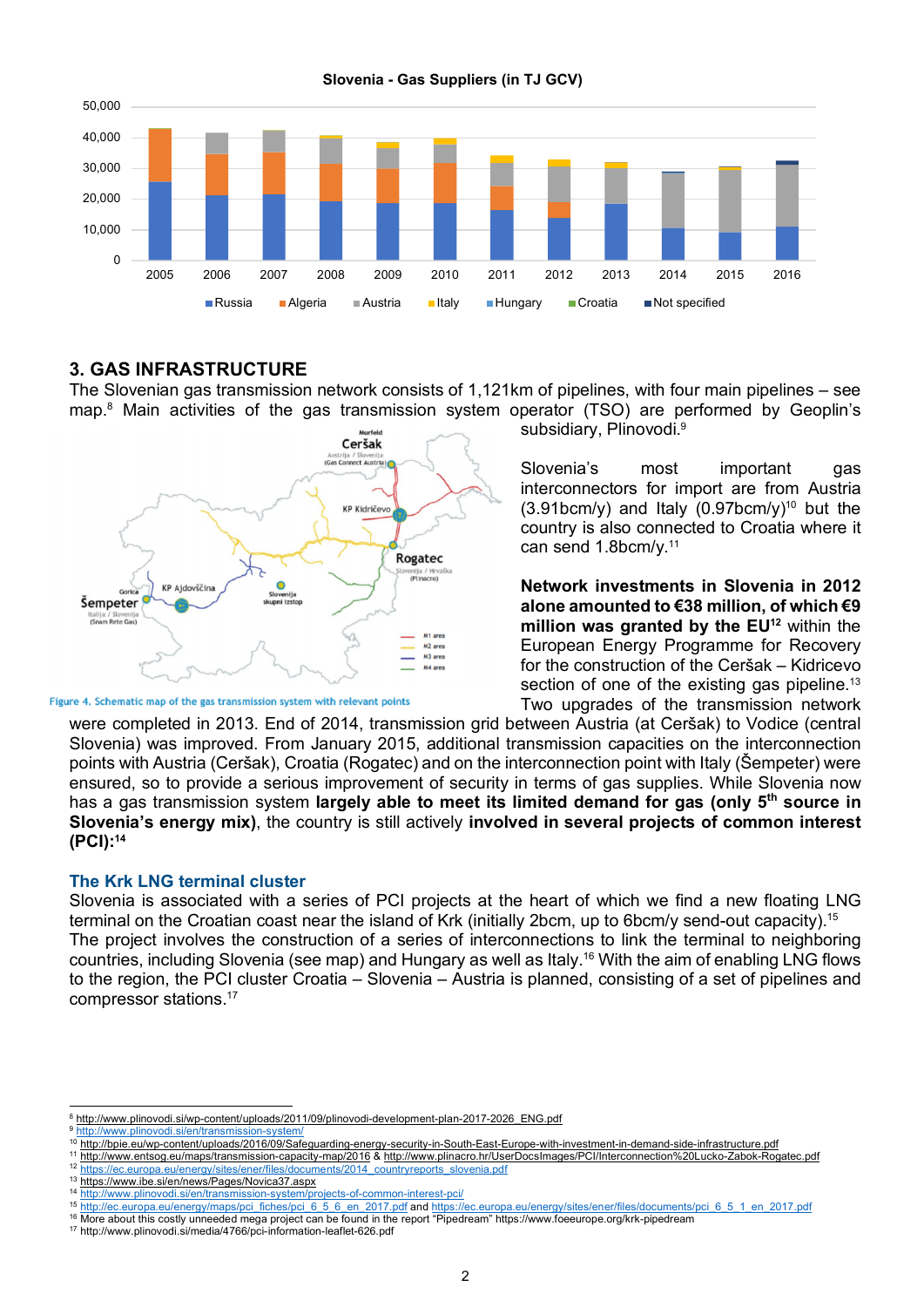Slovenia - Gas Suppliers (in TJ GCV)

## 3. GAS INFRASTRUCTURE

The Slovenian gas transmission network consists of 1,121km of pipelines, with four main pipelines – see map.[8] Main activities of the gas transmission system operator (TSO) are performed by Geoplin's subsidiary, Plinovodi.[9]

Figure 4. Schematic map of the gas transmission system with relevant points

Slovenia's most important gas interconnectors for import are from Austria (3.91bcm/y) and Italy (0.97bcm/y)[10] but the country is also connected to Croatia where it can send 1.8bcm/y.[11]

**Network investments in Slovenia in 2012 alone amounted to €38 million, of which €9 million was granted by the EU**[12] within the European Energy Programme for Recovery for the construction of the Ceršak – Kidricevo section of one of the existing gas pipeline.[13] Two upgrades of the transmission network were completed in 2013. End of 2014, transmission grid between Austria (at Ceršak) to Vodice (central Slovenia) was improved. From January 2015, additional transmission capacities on the interconnection points with Austria (Ceršak), Croatia (Rogatec) and on the interconnection point with Italy (Šempeter) were ensured, so to provide a serious improvement of security in terms of gas supplies. While Slovenia now has a gas transmission system **largely able to meet its limited demand for gas (only 5th source in Slovenia's energy mix)**, the country is still actively **involved in several projects of common interest (PCI):**[14]

### The Krk LNG terminal cluster

Slovenia is associated with a series of PCI projects at the heart of which we find a new floating LNG terminal on the Croatian coast near the island of Krk (initially 2bcm, up to 6bcm/y send-out capacity).[15] The project involves the construction of a series of interconnections to link the terminal to neighboring countries, including Slovenia (see map) and Hungary as well as Italy.[16] With the aim of enabling LNG flows to the region, the PCI cluster Croatia – Slovenia – Austria is planned, consisting of a set of pipelines and compressor stations.[17]

---

[8] http://www.plinovodi.si/wp-content/uploads/2011/09/plinovodi-development-plan-2017-2026_ENG.pdf
[9] http://www.plinovodi.si/en/transmission-system/
[10] http://bpie.eu/wp-content/uploads/2016/09/Safeguarding-energy-security-in-South-East-Europe-with-investment-in-demand-side-infrastructure.pdf
[11] http://www.entsog.eu/maps/transmission-capacity-map/2016 & http://www.plinacro.hr/UserDocsImages/PCI/Interconnection%20Lucko-Zabok-Rogatec.pdf
[12] https://ec.europa.eu/energy/sites/ener/files/documents/2014_countryreports_slovenia.pdf
[13] https://www.ibe.si/en/news/Pages/Novica37.aspx
[14] http://www.plinovodi.si/en/transmission-system/projects-of-common-interest-pci/
[15] http://ec.europa.eu/energy/maps/pci_fiches/pci_6_5_6_en_2017.pdf and https://ec.europa.eu/energy/sites/ener/files/documents/pci_6_5_1_en_2017.pdf
[16] More about this costly unneeded mega project can be found in the report "Pipedream" https://www.foeeurope.org/krk-pipedream
[17] http://www.plinovodi.si/media/4766/pci-information-leaflet-626.pdf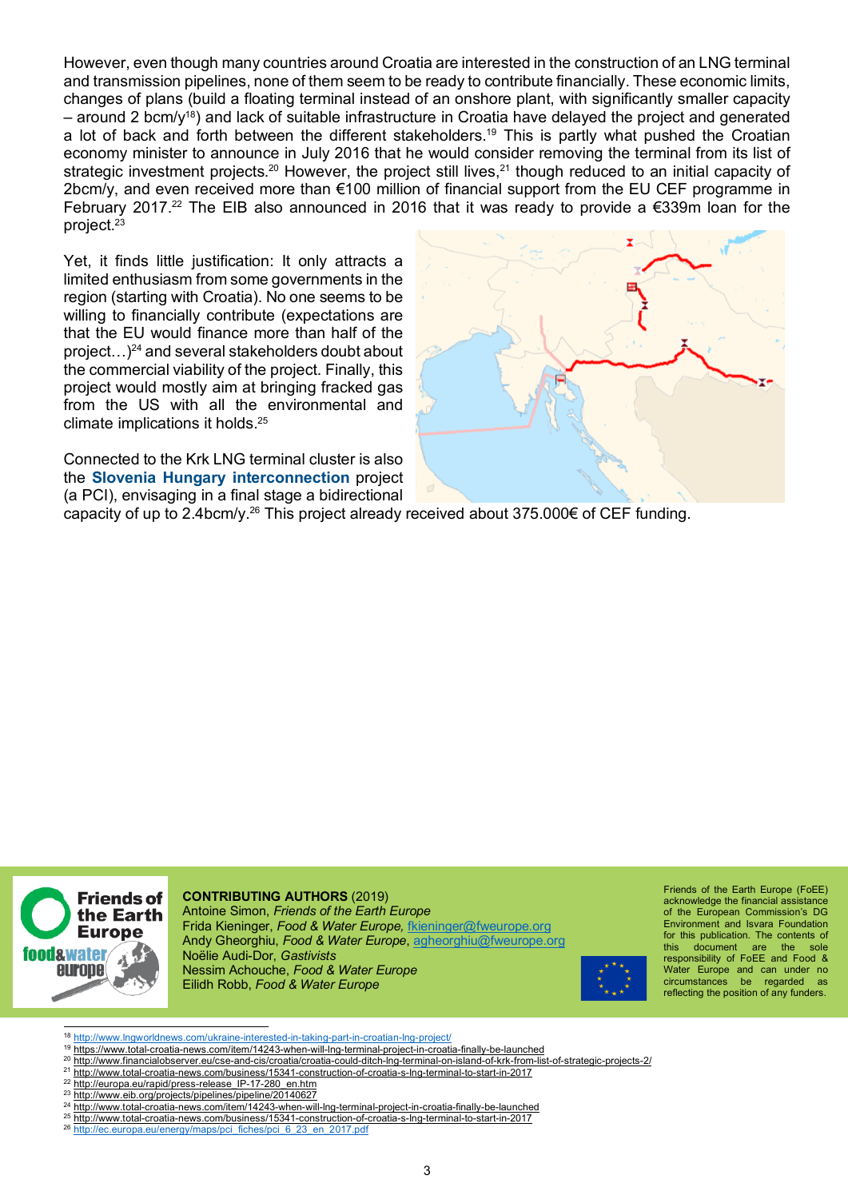However, even though many countries around Croatia are interested in the construction of an LNG terminal and transmission pipelines, none of them seem to be ready to contribute financially. These economic limits, changes of plans (build a floating terminal instead of an onshore plant, with significantly smaller capacity – around 2 bcm/y[18]) and lack of suitable infrastructure in Croatia have delayed the project and generated a lot of back and forth between the different stakeholders.[19] This is partly what pushed the Croatian economy minister to announce in July 2016 that he would consider removing the terminal from its list of strategic investment projects.[20] However, the project still lives,[21] though reduced to an initial capacity of 2bcm/y, and even received more than €100 million of financial support from the EU CEF programme in February 2017.[22] The EIB also announced in 2016 that it was ready to provide a €339m loan for the project.[23]

Yet, it finds little justification: It only attracts a limited enthusiasm from some governments in the region (starting with Croatia). No one seems to be willing to financially contribute (expectations are that the EU would finance more than half of the project…)[24] and several stakeholders doubt about the commercial viability of the project. Finally, this project would mostly aim at bringing fracked gas from the US with all the environmental and climate implications it holds.[25]

Connected to the Krk LNG terminal cluster is also the **Slovenia Hungary interconnection** project (a PCI), envisaging in a final stage a bidirectional capacity of up to 2.4bcm/y.[26] This project already received about 375.000€ of CEF funding.

**CONTRIBUTING AUTHORS** (2019)
Antoine Simon, *Friends of the Earth Europe*
Frida Kieninger, *Food & Water Europe*, fkieninger@fweurope.org
Andy Gheorghiu, *Food & Water Europe*, agheorghiu@fweurope.org
Noëlie Audi-Dor, *Gastivists*
Nessim Achouche, *Food & Water Europe*
Eilidh Robb, *Food & Water Europe*

Friends of the Earth Europe (FoEE) acknowledge the financial assistance of the European Commission's DG Environment and Isvara Foundation for this publication. The contents of this document are the sole responsibility of FoEE and Food & Water Europe and can under no circumstances be regarded as reflecting the position of any funders.

[18] http://www.lngworldnews.com/ukraine-interested-in-taking-part-in-croatian-lng-project/
[19] https://www.total-croatia-news.com/item/14243-when-will-lng-terminal-project-in-croatia-finally-be-launched
[20] http://www.financialobserver.eu/cse-and-cis/croatia/croatia-could-ditch-lng-terminal-on-island-of-krk-from-list-of-strategic-projects-2/
[21] http://www.total-croatia-news.com/business/15341-construction-of-croatia-s-lng-terminal-to-start-in-2017
[22] http://europa.eu/rapid/press-release_IP-17-280_en.htm
[23] http://www.eib.org/projects/pipelines/pipeline/20140627
[24] http://www.total-croatia-news.com/item/14243-when-will-lng-terminal-project-in-croatia-finally-be-launched
[25] http://www.total-croatia-news.com/business/15341-construction-of-croatia-s-lng-terminal-to-start-in-2017
[26] http://ec.europa.eu/energy/maps/pci_fiches/pci_6_23_en_2017.pdf